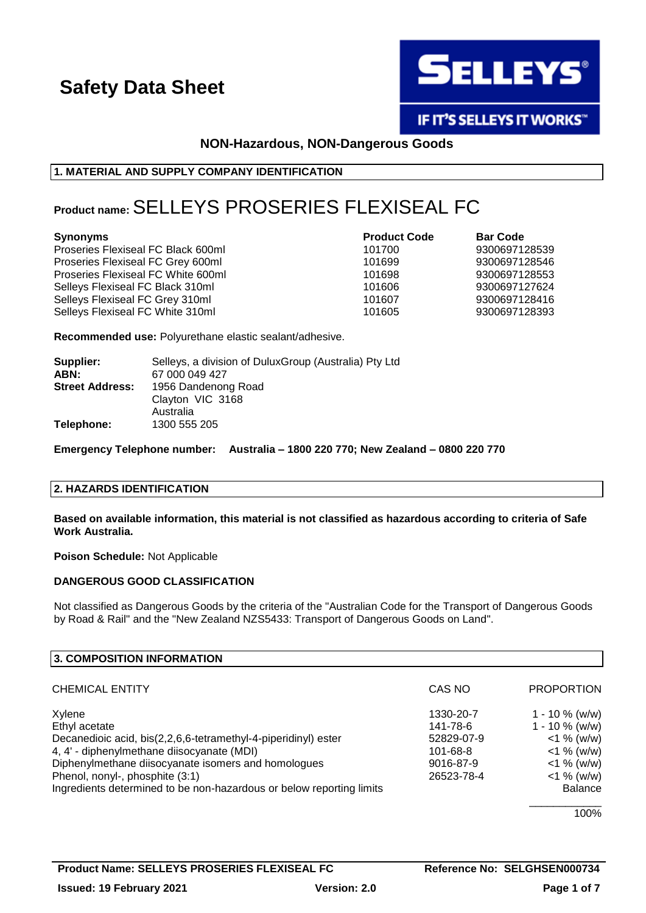# Safety Data Sheet

SELLEYS®

IF IT'S SELLEYS IT WORKS™

**NON-Hazardous, NON-Dangerous Goods**

## 1. MATERIAL AND SUPPLY COMPANY IDENTIFICATION

**Product name:** SELLEYS PROSERIES FLEXISEAL FC

| Synonyms | Product Code | Bar Code |
|---|---|---|
| Proseries Flexiseal FC Black 600ml | 101700 | 9300697128539 |
| Proseries Flexiseal FC Grey 600ml | 101699 | 9300697128546 |
| Proseries Flexiseal FC White 600ml | 101698 | 9300697128553 |
| Selleys Flexiseal FC Black 310ml | 101606 | 9300697127624 |
| Selleys Flexiseal FC Grey 310ml | 101607 | 9300697128416 |
| Selleys Flexiseal FC White 310ml | 101605 | 9300697128393 |

**Recommended use:** Polyurethane elastic sealant/adhesive.

**Supplier:** Selleys, a division of DuluxGroup (Australia) Pty Ltd
**ABN:** 67 000 049 427
**Street Address:** 1956 Dandenong Road
Clayton VIC 3168
Australia
**Telephone:** 1300 555 205

**Emergency Telephone number: Australia – 1800 220 770; New Zealand – 0800 220 770**

## 2. HAZARDS IDENTIFICATION

**Based on available information, this material is not classified as hazardous according to criteria of Safe Work Australia.**

**Poison Schedule:** Not Applicable

**DANGEROUS GOOD CLASSIFICATION**

Not classified as Dangerous Goods by the criteria of the "Australian Code for the Transport of Dangerous Goods by Road & Rail" and the "New Zealand NZS5433: Transport of Dangerous Goods on Land".

## 3. COMPOSITION INFORMATION

| CHEMICAL ENTITY | CAS NO | PROPORTION |
|---|---|---|
| Xylene | 1330-20-7 | 1 - 10 % (w/w) |
| Ethyl acetate | 141-78-6 | 1 - 10 % (w/w) |
| Decanedioic acid, bis(2,2,6,6-tetramethyl-4-piperidinyl) ester | 52829-07-9 | <1 % (w/w) |
| 4, 4' - diphenylmethane diisocyanate (MDI) | 101-68-8 | <1 % (w/w) |
| Diphenylmethane diisocyanate isomers and homologues | 9016-87-9 | <1 % (w/w) |
| Phenol, nonyl-, phosphite (3:1) | 26523-78-4 | <1 % (w/w) |
| Ingredients determined to be non-hazardous or below reporting limits | | Balance |
| | | 100% |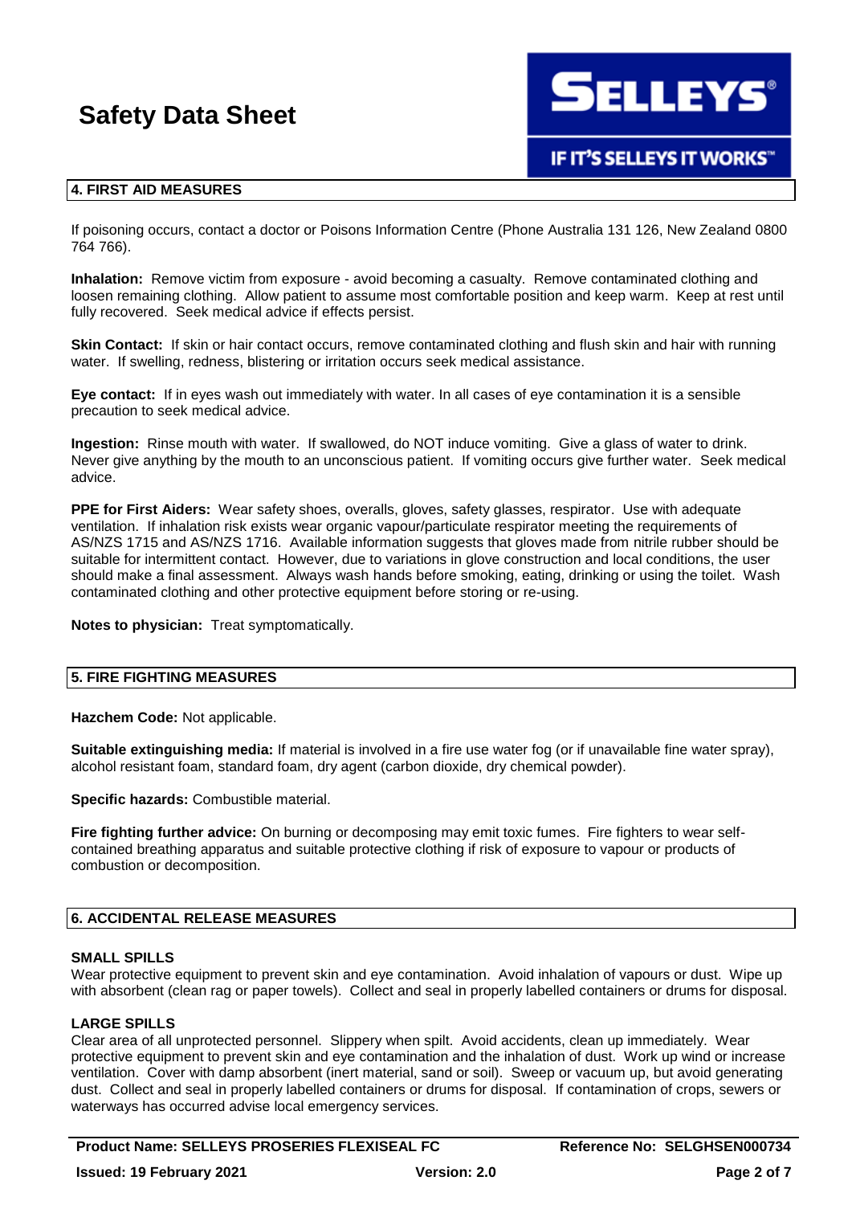## 4. FIRST AID MEASURES

If poisoning occurs, contact a doctor or Poisons Information Centre (Phone Australia 131 126, New Zealand 0800 764 766).

**Inhalation:** Remove victim from exposure - avoid becoming a casualty. Remove contaminated clothing and loosen remaining clothing. Allow patient to assume most comfortable position and keep warm. Keep at rest until fully recovered. Seek medical advice if effects persist.

**Skin Contact:** If skin or hair contact occurs, remove contaminated clothing and flush skin and hair with running water. If swelling, redness, blistering or irritation occurs seek medical assistance.

**Eye contact:** If in eyes wash out immediately with water. In all cases of eye contamination it is a sensible precaution to seek medical advice.

**Ingestion:** Rinse mouth with water. If swallowed, do NOT induce vomiting. Give a glass of water to drink. Never give anything by the mouth to an unconscious patient. If vomiting occurs give further water. Seek medical advice.

**PPE for First Aiders:** Wear safety shoes, overalls, gloves, safety glasses, respirator. Use with adequate ventilation. If inhalation risk exists wear organic vapour/particulate respirator meeting the requirements of AS/NZS 1715 and AS/NZS 1716. Available information suggests that gloves made from nitrile rubber should be suitable for intermittent contact. However, due to variations in glove construction and local conditions, the user should make a final assessment. Always wash hands before smoking, eating, drinking or using the toilet. Wash contaminated clothing and other protective equipment before storing or re-using.

**Notes to physician:** Treat symptomatically.

## 5. FIRE FIGHTING MEASURES

**Hazchem Code:** Not applicable.

**Suitable extinguishing media:** If material is involved in a fire use water fog (or if unavailable fine water spray), alcohol resistant foam, standard foam, dry agent (carbon dioxide, dry chemical powder).

**Specific hazards:** Combustible material.

**Fire fighting further advice:** On burning or decomposing may emit toxic fumes. Fire fighters to wear self-contained breathing apparatus and suitable protective clothing if risk of exposure to vapour or products of combustion or decomposition.

## 6. ACCIDENTAL RELEASE MEASURES

### SMALL SPILLS

Wear protective equipment to prevent skin and eye contamination. Avoid inhalation of vapours or dust. Wipe up with absorbent (clean rag or paper towels). Collect and seal in properly labelled containers or drums for disposal.

### LARGE SPILLS

Clear area of all unprotected personnel. Slippery when spilt. Avoid accidents, clean up immediately. Wear protective equipment to prevent skin and eye contamination and the inhalation of dust. Work up wind or increase ventilation. Cover with damp absorbent (inert material, sand or soil). Sweep or vacuum up, but avoid generating dust. Collect and seal in properly labelled containers or drums for disposal. If contamination of crops, sewers or waterways has occurred advise local emergency services.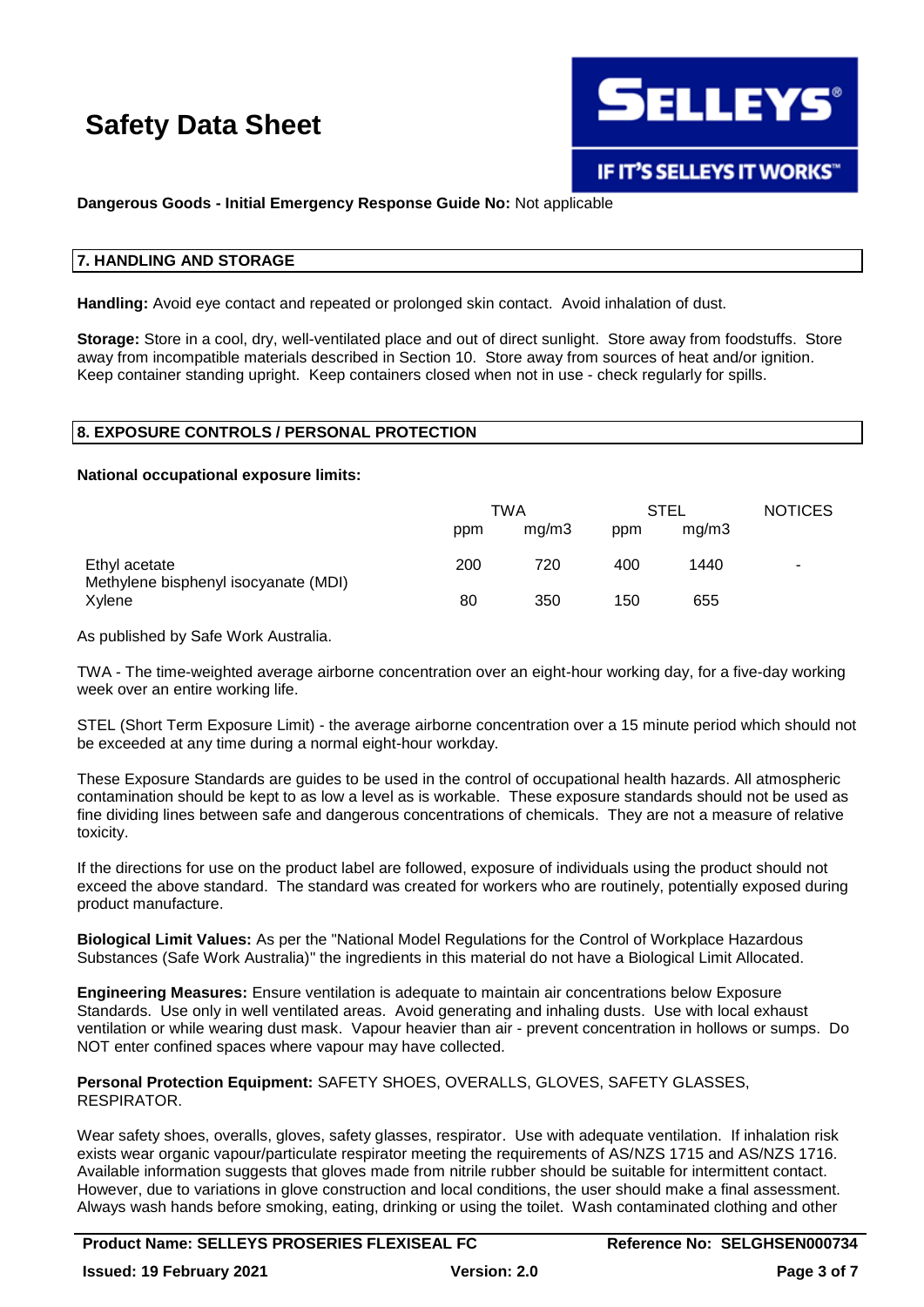# Safety Data Sheet

**Dangerous Goods - Initial Emergency Response Guide No:** Not applicable

## 7. HANDLING AND STORAGE

**Handling:** Avoid eye contact and repeated or prolonged skin contact. Avoid inhalation of dust.

**Storage:** Store in a cool, dry, well-ventilated place and out of direct sunlight. Store away from foodstuffs. Store away from incompatible materials described in Section 10. Store away from sources of heat and/or ignition. Keep container standing upright. Keep containers closed when not in use - check regularly for spills.

## 8. EXPOSURE CONTROLS / PERSONAL PROTECTION

**National occupational exposure limits:**

| | TWA | | STEL | | NOTICES |
|---|---|---|---|---|---|
| | ppm | mg/m3 | ppm | mg/m3 | |
| Ethyl acetate | 200 | 720 | 400 | 1440 | - |
| Methylene bisphenyl isocyanate (MDI) | | | | | |
| Xylene | 80 | 350 | 150 | 655 | |

As published by Safe Work Australia.

TWA - The time-weighted average airborne concentration over an eight-hour working day, for a five-day working week over an entire working life.

STEL (Short Term Exposure Limit) - the average airborne concentration over a 15 minute period which should not be exceeded at any time during a normal eight-hour workday.

These Exposure Standards are guides to be used in the control of occupational health hazards. All atmospheric contamination should be kept to as low a level as is workable. These exposure standards should not be used as fine dividing lines between safe and dangerous concentrations of chemicals. They are not a measure of relative toxicity.

If the directions for use on the product label are followed, exposure of individuals using the product should not exceed the above standard. The standard was created for workers who are routinely, potentially exposed during product manufacture.

**Biological Limit Values:** As per the "National Model Regulations for the Control of Workplace Hazardous Substances (Safe Work Australia)" the ingredients in this material do not have a Biological Limit Allocated.

**Engineering Measures:** Ensure ventilation is adequate to maintain air concentrations below Exposure Standards. Use only in well ventilated areas. Avoid generating and inhaling dusts. Use with local exhaust ventilation or while wearing dust mask. Vapour heavier than air - prevent concentration in hollows or sumps. Do NOT enter confined spaces where vapour may have collected.

**Personal Protection Equipment:** SAFETY SHOES, OVERALLS, GLOVES, SAFETY GLASSES, RESPIRATOR.

Wear safety shoes, overalls, gloves, safety glasses, respirator. Use with adequate ventilation. If inhalation risk exists wear organic vapour/particulate respirator meeting the requirements of AS/NZS 1715 and AS/NZS 1716. Available information suggests that gloves made from nitrile rubber should be suitable for intermittent contact. However, due to variations in glove construction and local conditions, the user should make a final assessment. Always wash hands before smoking, eating, drinking or using the toilet. Wash contaminated clothing and other

**Product Name: SELLEYS PROSERIES FLEXISEAL FC** | **Reference No: SELGHSEN000734**
**Issued: 19 February 2021** | **Version: 2.0**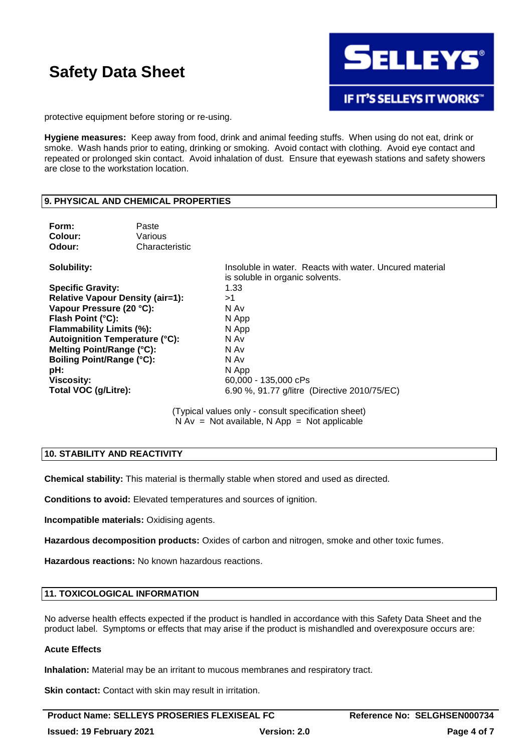protective equipment before storing or re-using.

**Hygiene measures:** Keep away from food, drink and animal feeding stuffs. When using do not eat, drink or smoke. Wash hands prior to eating, drinking or smoking. Avoid contact with clothing. Avoid eye contact and repeated or prolonged skin contact. Avoid inhalation of dust. Ensure that eyewash stations and safety showers are close to the workstation location.

## 9. PHYSICAL AND CHEMICAL PROPERTIES

**Form:** Paste
**Colour:** Various
**Odour:** Characteristic

| | |
|---|---|
| **Solubility:** | Insoluble in water. Reacts with water. Uncured material is soluble in organic solvents. |
| **Specific Gravity:** | 1.33 |
| **Relative Vapour Density (air=1):** | >1 |
| **Vapour Pressure (20 °C):** | N Av |
| **Flash Point (°C):** | N App |
| **Flammability Limits (%):** | N App |
| **Autoignition Temperature (°C):** | N Av |
| **Melting Point/Range (°C):** | N Av |
| **Boiling Point/Range (°C):** | N Av |
| **pH:** | N App |
| **Viscosity:** | 60,000 - 135,000 cPs |
| **Total VOC (g/Litre):** | 6.90 %, 91.77 g/litre (Directive 2010/75/EC) |

(Typical values only - consult specification sheet)
N Av = Not available, N App = Not applicable

## 10. STABILITY AND REACTIVITY

**Chemical stability:** This material is thermally stable when stored and used as directed.

**Conditions to avoid:** Elevated temperatures and sources of ignition.

**Incompatible materials:** Oxidising agents.

**Hazardous decomposition products:** Oxides of carbon and nitrogen, smoke and other toxic fumes.

**Hazardous reactions:** No known hazardous reactions.

## 11. TOXICOLOGICAL INFORMATION

No adverse health effects expected if the product is handled in accordance with this Safety Data Sheet and the product label. Symptoms or effects that may arise if the product is mishandled and overexposure occurs are:

**Acute Effects**

**Inhalation:** Material may be an irritant to mucous membranes and respiratory tract.

**Skin contact:** Contact with skin may result in irritation.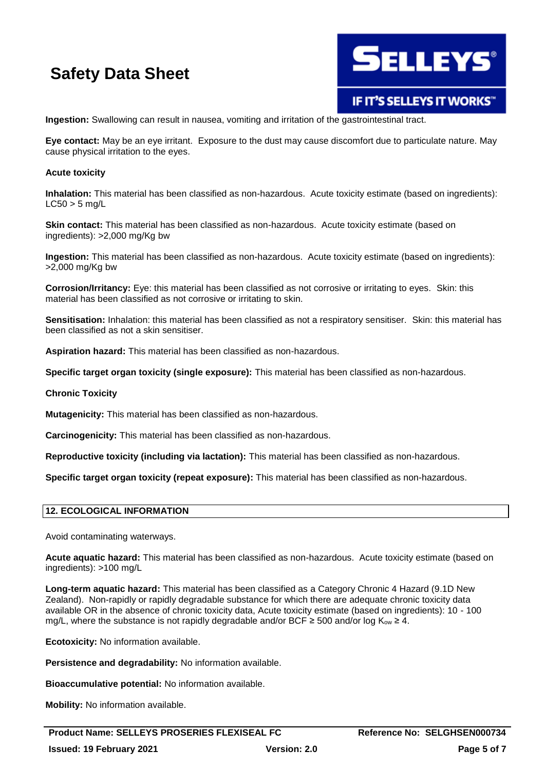**Ingestion:** Swallowing can result in nausea, vomiting and irritation of the gastrointestinal tract.

**Eye contact:** May be an eye irritant. Exposure to the dust may cause discomfort due to particulate nature. May cause physical irritation to the eyes.

**Acute toxicity**

**Inhalation:** This material has been classified as non-hazardous. Acute toxicity estimate (based on ingredients): LC50 > 5 mg/L

**Skin contact:** This material has been classified as non-hazardous. Acute toxicity estimate (based on ingredients): >2,000 mg/Kg bw

**Ingestion:** This material has been classified as non-hazardous. Acute toxicity estimate (based on ingredients): >2,000 mg/Kg bw

**Corrosion/Irritancy:** Eye: this material has been classified as not corrosive or irritating to eyes. Skin: this material has been classified as not corrosive or irritating to skin.

**Sensitisation:** Inhalation: this material has been classified as not a respiratory sensitiser. Skin: this material has been classified as not a skin sensitiser.

**Aspiration hazard:** This material has been classified as non-hazardous.

**Specific target organ toxicity (single exposure):** This material has been classified as non-hazardous.

**Chronic Toxicity**

**Mutagenicity:** This material has been classified as non-hazardous.

**Carcinogenicity:** This material has been classified as non-hazardous.

**Reproductive toxicity (including via lactation):** This material has been classified as non-hazardous.

**Specific target organ toxicity (repeat exposure):** This material has been classified as non-hazardous.

## 12. ECOLOGICAL INFORMATION

Avoid contaminating waterways.

**Acute aquatic hazard:** This material has been classified as non-hazardous. Acute toxicity estimate (based on ingredients): >100 mg/L

**Long-term aquatic hazard:** This material has been classified as a Category Chronic 4 Hazard (9.1D New Zealand). Non-rapidly or rapidly degradable substance for which there are adequate chronic toxicity data available OR in the absence of chronic toxicity data, Acute toxicity estimate (based on ingredients): 10 - 100 mg/L, where the substance is not rapidly degradable and/or BCF ≥ 500 and/or log $K_{ow}$ ≥ 4.

**Ecotoxicity:** No information available.

**Persistence and degradability:** No information available.

**Bioaccumulative potential:** No information available.

**Mobility:** No information available.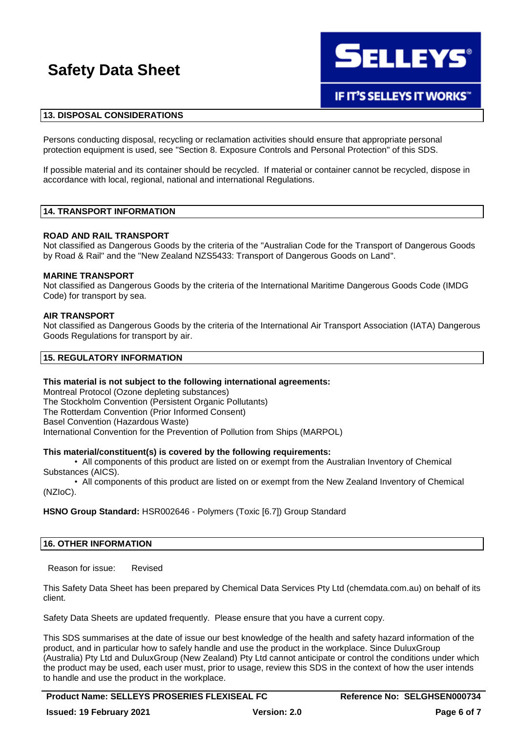## 13. DISPOSAL CONSIDERATIONS

Persons conducting disposal, recycling or reclamation activities should ensure that appropriate personal protection equipment is used, see "Section 8. Exposure Controls and Personal Protection" of this SDS.

If possible material and its container should be recycled. If material or container cannot be recycled, dispose in accordance with local, regional, national and international Regulations.

## 14. TRANSPORT INFORMATION

**ROAD AND RAIL TRANSPORT**
Not classified as Dangerous Goods by the criteria of the "Australian Code for the Transport of Dangerous Goods by Road & Rail" and the "New Zealand NZS5433: Transport of Dangerous Goods on Land".

**MARINE TRANSPORT**
Not classified as Dangerous Goods by the criteria of the International Maritime Dangerous Goods Code (IMDG Code) for transport by sea.

**AIR TRANSPORT**
Not classified as Dangerous Goods by the criteria of the International Air Transport Association (IATA) Dangerous Goods Regulations for transport by air.

## 15. REGULATORY INFORMATION

**This material is not subject to the following international agreements:**
Montreal Protocol (Ozone depleting substances)
The Stockholm Convention (Persistent Organic Pollutants)
The Rotterdam Convention (Prior Informed Consent)
Basel Convention (Hazardous Waste)
International Convention for the Prevention of Pollution from Ships (MARPOL)

**This material/constituent(s) is covered by the following requirements:**

- All components of this product are listed on or exempt from the Australian Inventory of Chemical Substances (AICS).
- All components of this product are listed on or exempt from the New Zealand Inventory of Chemical (NZIoC).

**HSNO Group Standard:** HSR002646 - Polymers (Toxic [6.7]) Group Standard

## 16. OTHER INFORMATION

Reason for issue: Revised

This Safety Data Sheet has been prepared by Chemical Data Services Pty Ltd (chemdata.com.au) on behalf of its client.

Safety Data Sheets are updated frequently. Please ensure that you have a current copy.

This SDS summarises at the date of issue our best knowledge of the health and safety hazard information of the product, and in particular how to safely handle and use the product in the workplace. Since DuluxGroup (Australia) Pty Ltd and DuluxGroup (New Zealand) Pty Ltd cannot anticipate or control the conditions under which the product may be used, each user must, prior to usage, review this SDS in the context of how the user intends to handle and use the product in the workplace.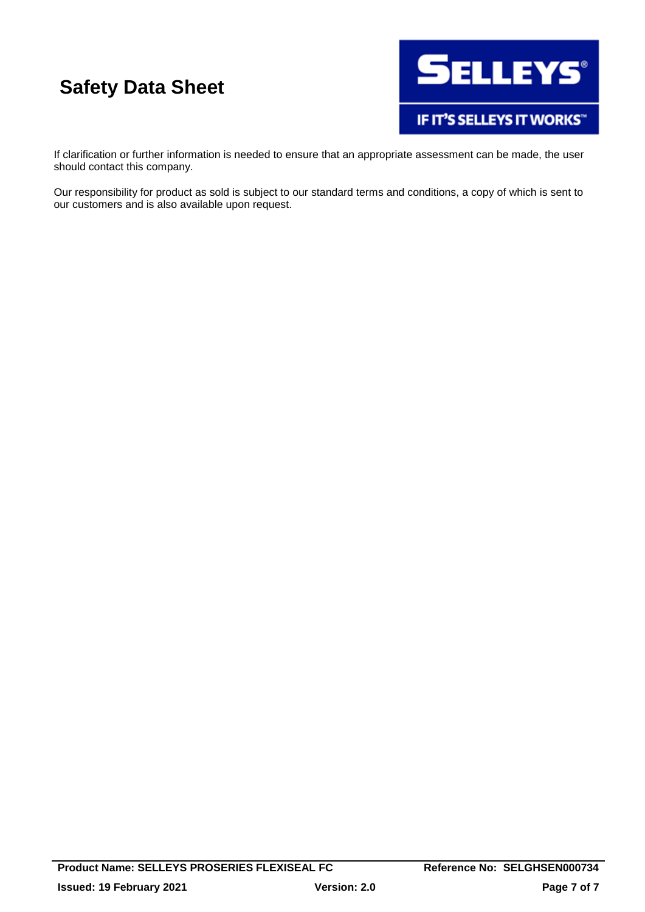If clarification or further information is needed to ensure that an appropriate assessment can be made, the user should contact this company.

Our responsibility for product as sold is subject to our standard terms and conditions, a copy of which is sent to our customers and is also available upon request.